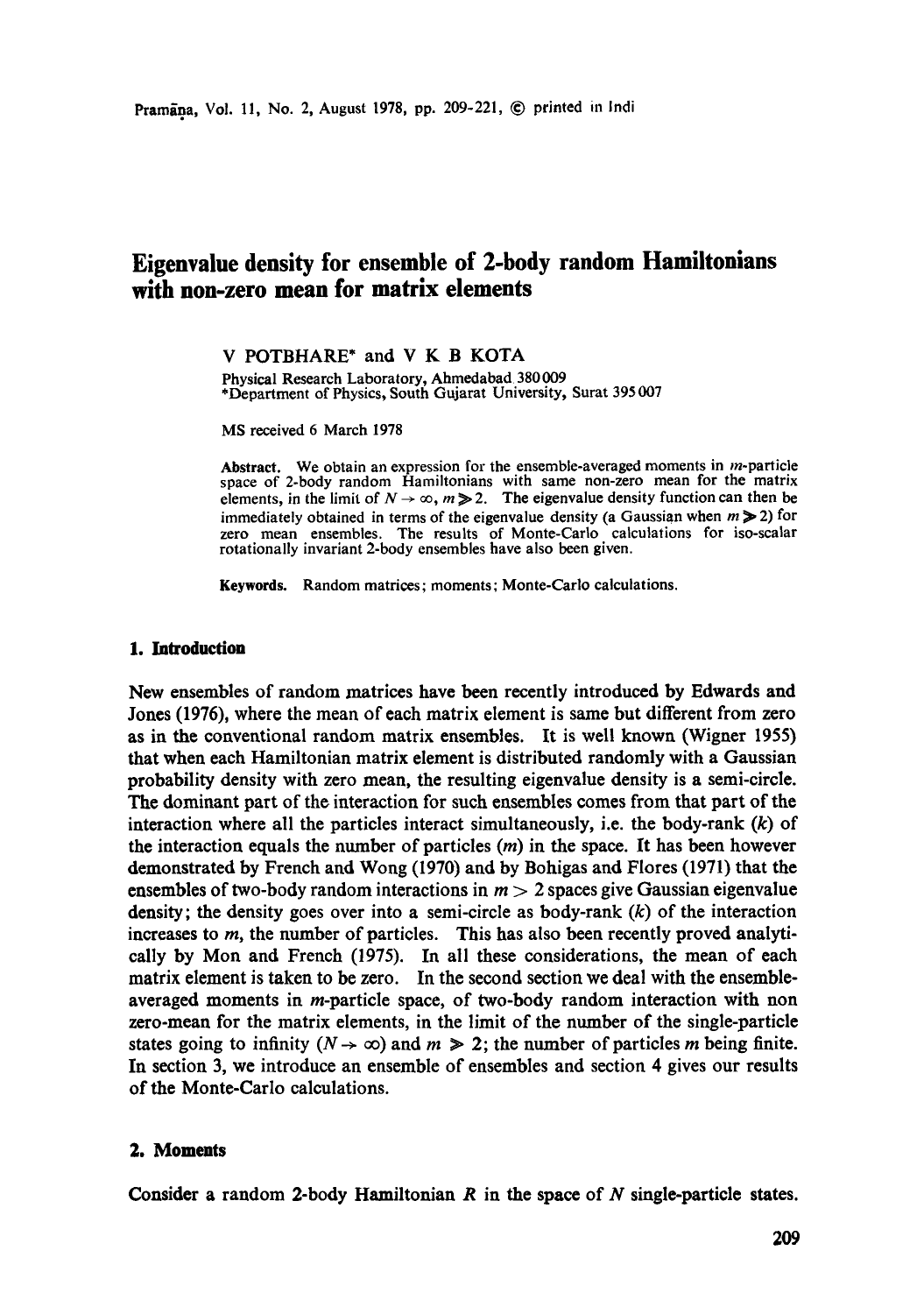# Eigenvalue density for ensemble of 2-body random Hamiltonians with non-zero mean for matrix elements

V POTBHARE* and V K B KOTA

Physical Research Laboratory, Ahmedabad 380009
*Department of Physics, South Gujarat University, Surat 395007

MS received 6 March 1978

**Abstract.** We obtain an expression for the ensemble-averaged moments in $m$-particle space of 2-body random Hamiltonians with same non-zero mean for the matrix elements, in the limit of $N \to \infty$, $m \gg 2$. The eigenvalue density function can then be immediately obtained in terms of the eigenvalue density (a Gaussian when $m \gg 2$) for zero mean ensembles. The results of Monte-Carlo calculations for iso-scalar rotationally invariant 2-body ensembles have also been given.

**Keywords.** Random matrices; moments; Monte-Carlo calculations.

## 1. Introduction

New ensembles of random matrices have been recently introduced by Edwards and Jones (1976), where the mean of each matrix element is same but different from zero as in the conventional random matrix ensembles. It is well known (Wigner 1955) that when each Hamiltonian matrix element is distributed randomly with a Gaussian probability density with zero mean, the resulting eigenvalue density is a semi-circle. The dominant part of the interaction for such ensembles comes from that part of the interaction where all the particles interact simultaneously, i.e. the body-rank ($k$) of the interaction equals the number of particles ($m$) in the space. It has been however demonstrated by French and Wong (1970) and by Bohigas and Flores (1971) that the ensembles of two-body random interactions in $m > 2$ spaces give Gaussian eigenvalue density; the density goes over into a semi-circle as body-rank ($k$) of the interaction increases to $m$, the number of particles. This has also been recently proved analytically by Mon and French (1975). In all these considerations, the mean of each matrix element is taken to be zero. In the second section we deal with the ensemble-averaged moments in $m$-particle space, of two-body random interaction with non zero-mean for the matrix elements, in the limit of the number of the single-particle states going to infinity ($N \to \infty$) and $m \gg 2$; the number of particles $m$ being finite. In section 3, we introduce an ensemble of ensembles and section 4 gives our results of the Monte-Carlo calculations.

## 2. Moments

Consider a random 2-body Hamiltonian $R$ in the space of $N$ single-particle states.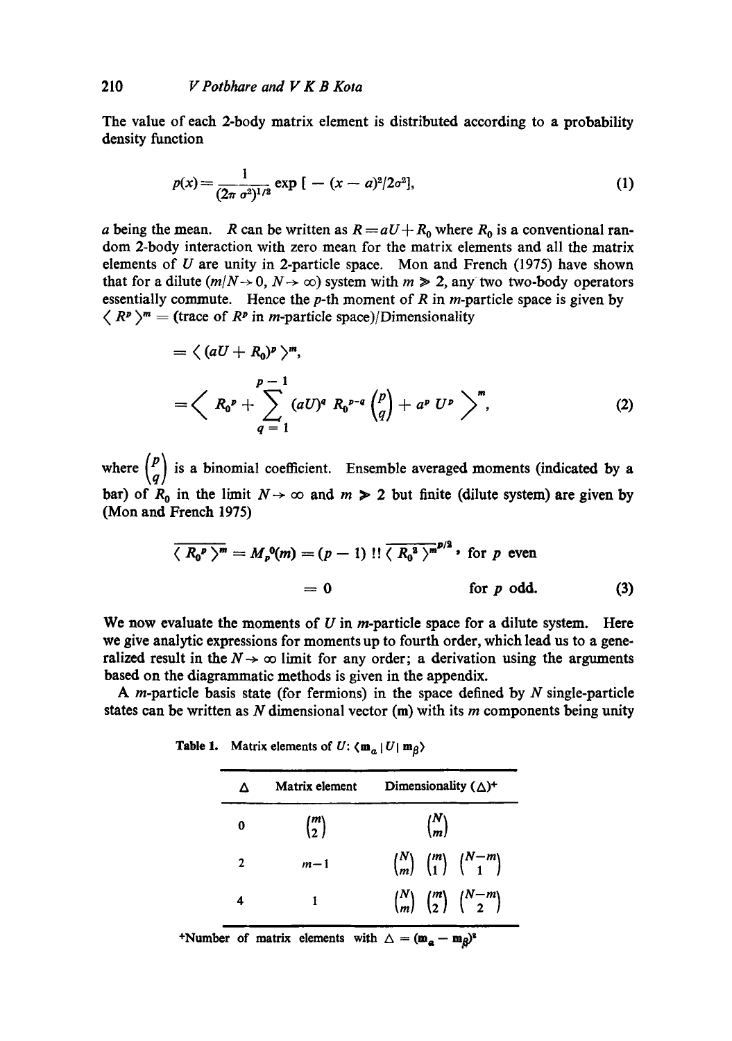The value of each 2-body matrix element is distributed according to a probability density function

$$p(x) = \frac{1}{(2\pi \sigma^2)^{1/2}} \exp \left[ -(x-a)^2/2\sigma^2 \right], \tag{1}$$

$a$ being the mean. $R$ can be written as $R = aU + R_0$ where $R_0$ is a conventional random 2-body interaction with zero mean for the matrix elements and all the matrix elements of $U$ are unity in 2-particle space. Mon and French (1975) have shown that for a dilute ($m/N \to 0$, $N \to \infty$) system with $m \gg 2$, any two two-body operators essentially commute. Hence the $p$-th moment of $R$ in $m$-particle space is given by $\langle R^p \rangle^m$ = (trace of $R^p$ in $m$-particle space)/Dimensionality

$$= \langle (aU + R_0)^p \rangle^m,$$

$$= \left\langle R_0{}^p + \sum_{q=1}^{p-1} (aU)^q \, R_0{}^{p-q} \binom{p}{q} + a^p \, U^p \right\rangle^m, \tag{2}$$

where $\binom{p}{q}$ is a binomial coefficient. Ensemble averaged moments (indicated by a bar) of $R_0$ in the limit $N \to \infty$ and $m \gg 2$ but finite (dilute system) are given by (Mon and French 1975)

$$\begin{aligned} \overline{\langle R_0{}^p \rangle^m} = M_p{}^0(m) &= (p-1)!! \, \overline{\langle R_0{}^2 \rangle^m}^{p/2}, \quad \text{for } p \text{ even} \\ &= 0 \qquad\qquad\qquad\qquad\quad \text{for } p \text{ odd.} \end{aligned} \tag{3}$$

We now evaluate the moments of $U$ in $m$-particle space for a dilute system. Here we give analytic expressions for moments up to fourth order, which lead us to a generalized result in the $N \to \infty$ limit for any order; a derivation using the arguments based on the diagrammatic methods is given in the appendix.

A $m$-particle basis state (for fermions) in the space defined by $N$ single-particle states can be written as $N$ dimensional vector ($\mathbf{m}$) with its $m$ components being unity

**Table 1.** Matrix elements of $U$: $\langle \mathbf{m}_\alpha | U | \mathbf{m}_\beta \rangle$

| $\Delta$ | Matrix element | Dimensionality ($\Delta$)$^+$ |
|---|---|---|
| 0 | $\binom{m}{2}$ | $\binom{N}{m}$ |
| 2 | $m-1$ | $\binom{N}{m}\binom{m}{1}\binom{N-m}{1}$ |
| 4 | 1 | $\binom{N}{m}\binom{m}{2}\binom{N-m}{2}$ |

$^+$Number of matrix elements with $\Delta = (\mathbf{m}_\alpha - \mathbf{m}_\beta)^2$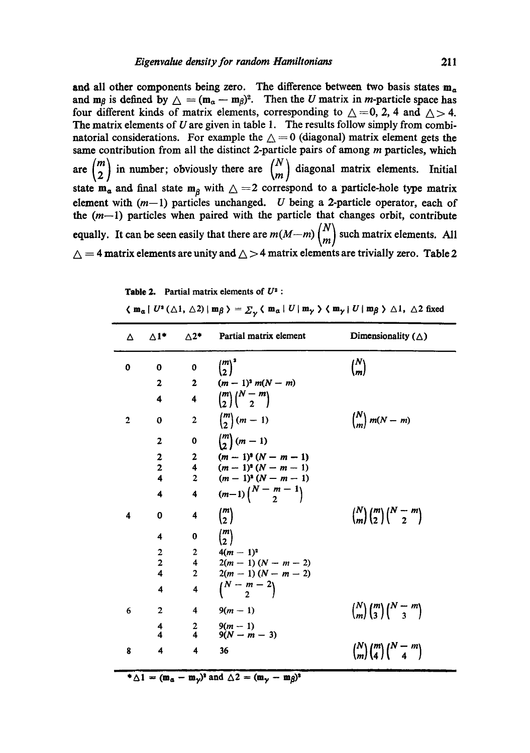and all other components being zero. The difference between two basis states $\mathbf{m}_\alpha$ and $\mathbf{m}_\beta$ is defined by $\triangle = (\mathbf{m}_\alpha - \mathbf{m}_\beta)^2$. Then the $U$ matrix in $m$-particle space has four different kinds of matrix elements, corresponding to $\triangle = 0$, 2, 4 and $\triangle > 4$. The matrix elements of $U$ are given in table 1. The results follow simply from combinatorial considerations. For example the $\triangle = 0$ (diagonal) matrix element gets the same contribution from all the distinct 2-particle pairs of among $m$ particles, which are $\binom{m}{2}$ in number; obviously there are $\binom{N}{m}$ diagonal matrix elements. Initial state $\mathbf{m}_\alpha$ and final state $\mathbf{m}_\beta$ with $\triangle = 2$ correspond to a particle-hole type matrix element with $(m-1)$ particles unchanged. $U$ being a 2-particle operator, each of the $(m-1)$ particles when paired with the particle that changes orbit, contribute equally. It can be seen easily that there are $m(M-m)\binom{N}{m}$ such matrix elements. All $\triangle = 4$ matrix elements are unity and $\triangle > 4$ matrix elements are trivially zero. Table 2

**Table 2.** Partial matrix elements of $U^2$ :

$\langle \mathbf{m}_\alpha | U^2(\triangle 1, \triangle 2) | \mathbf{m}_\beta \rangle = \Sigma_\gamma \langle \mathbf{m}_\alpha | U | \mathbf{m}_\gamma \rangle \langle \mathbf{m}_\gamma | U | \mathbf{m}_\beta \rangle$ $\triangle 1$, $\triangle 2$ fixed

| $\triangle$ | $\triangle 1$* | $\triangle 2$* | Partial matrix element | Dimensionality ($\triangle$) |
|---|---|---|---|---|
| 0 | 0 | 0 | $\binom{m}{2}^2$ | $\binom{N}{m}$ |
| | 2 | 2 | $(m-1)^2 m(N-m)$ | |
| | 4 | 4 | $\binom{m}{2}\binom{N-m}{2}$ | |
| 2 | 0 | 2 | $\binom{m}{2}(m-1)$ | $\binom{N}{m} m(N-m)$ |
| | 2 | 0 | $\binom{m}{2}(m-1)$ | |
| | 2 | 2 | $(m-1)^2(N-m-1)$ | |
| | 2 | 4 | $(m-1)^2(N-m-1)$ | |
| | 4 | 2 | $(m-1)^2(N-m-1)$ | |
| | 4 | 4 | $(m-1)\binom{N-m-1}{2}$ | |
| 4 | 0 | 4 | $\binom{m}{2}$ | $\binom{N}{m}\binom{m}{2}\binom{N-m}{2}$ |
| | 4 | 0 | $\binom{m}{2}$ | |
| | 2 | 2 | $4(m-1)^2$ | |
| | 2 | 4 | $2(m-1)(N-m-2)$ | |
| | 4 | 2 | $2(m-1)(N-m-2)$ | |
| | 4 | 4 | $\binom{N-m-2}{2}$ | |
| 6 | 2 | 4 | $9(m-1)$ | $\binom{N}{m}\binom{m}{3}\binom{N-m}{3}$ |
| | 4 | 2 | $9(m-1)$ | |
| | 4 | 4 | $9(N-m-3)$ | |
| 8 | 4 | 4 | 36 | $\binom{N}{m}\binom{m}{4}\binom{N-m}{4}$ |

*$\triangle 1 = (\mathbf{m}_\alpha - \mathbf{m}_\gamma)^2$ and $\triangle 2 = (\mathbf{m}_\gamma - \mathbf{m}_\beta)^2$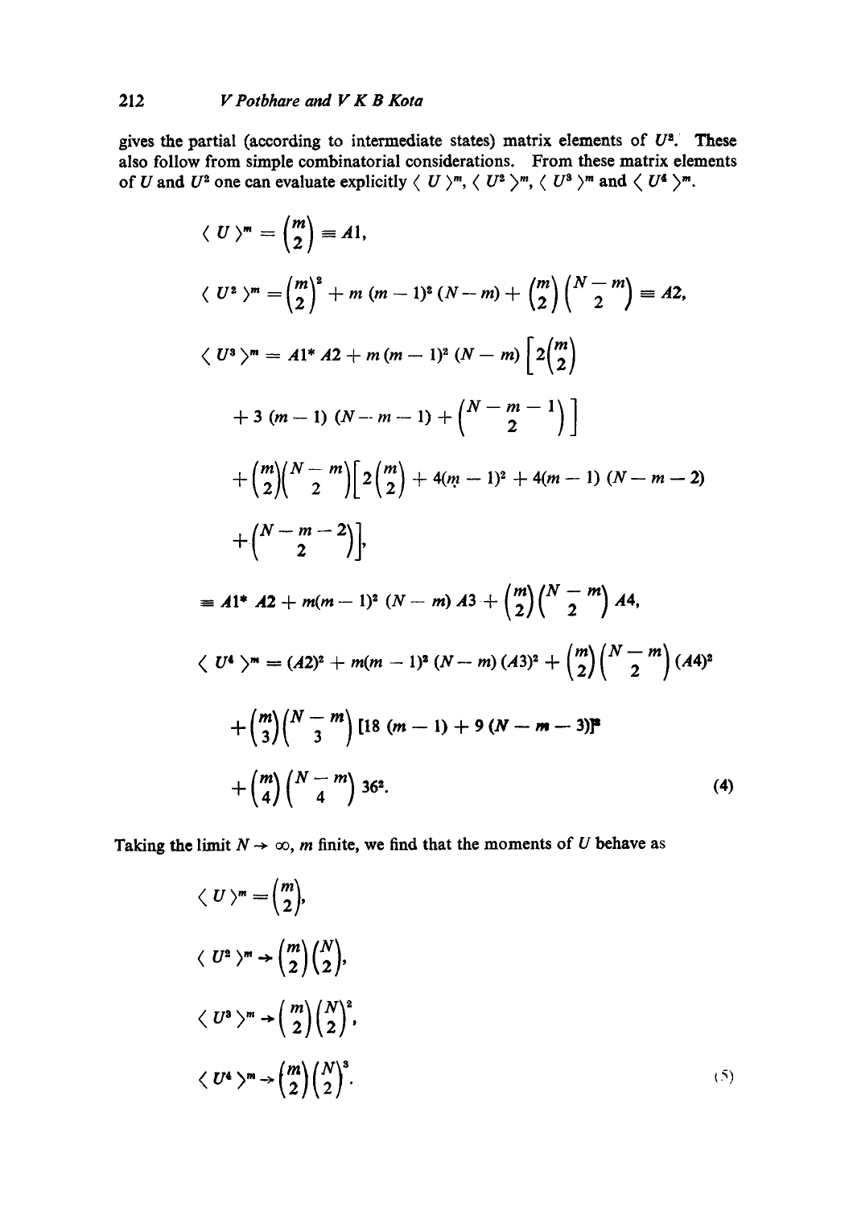gives the partial (according to intermediate states) matrix elements of $U^2$. These also follow from simple combinatorial considerations. From these matrix elements of $U$ and $U^2$ one can evaluate explicitly $\langle U \rangle^m$, $\langle U^2 \rangle^m$, $\langle U^3 \rangle^m$ and $\langle U^4 \rangle^m$.

$$
\begin{aligned}
\langle U \rangle^m &= \binom{m}{2} \equiv A1, \\
\langle U^2 \rangle^m &= \binom{m}{2}^2 + m\,(m-1)^2\,(N-m) + \binom{m}{2}\binom{N-m}{2} \equiv A2, \\
\langle U^3 \rangle^m &= A1^*\,A2 + m\,(m-1)^2\,(N-m)\left[2\binom{m}{2}\right. \\
&\quad \left. + 3\,(m-1)\,(N-m-1) + \binom{N-m-1}{2}\right] \\
&\quad + \binom{m}{2}\binom{N-m}{2}\left[2\binom{m}{2} + 4(m-1)^2 + 4(m-1)\,(N-m-2)\right. \\
&\quad \left. + \binom{N-m-2}{2}\right], \\
&\equiv A1^*\,A2 + m(m-1)^2\,(N-m)\,A3 + \binom{m}{2}\binom{N-m}{2}A4, \\
\langle U^4 \rangle^m &= (A2)^2 + m(m-1)^2\,(N-m)\,(A3)^2 + \binom{m}{2}\binom{N-m}{2}(A4)^2 \\
&\quad + \binom{m}{3}\binom{N-m}{3}\,[18\,(m-1) + 9\,(N-m-3)]^2 \\
&\quad + \binom{m}{4}\binom{N-m}{4}\,36^2.
\end{aligned} \tag{4}
$$

Taking the limit $N \to \infty$, $m$ finite, we find that the moments of $U$ behave as

$$
\begin{aligned}
\langle U \rangle^m &= \binom{m}{2}, \\
\langle U^2 \rangle^m &\to \binom{m}{2}\binom{N}{2}, \\
\langle U^3 \rangle^m &\to \binom{m}{2}\binom{N}{2}^2, \\
\langle U^4 \rangle^m &\to \binom{m}{2}\binom{N}{2}^3.
\end{aligned} \tag{5}
$$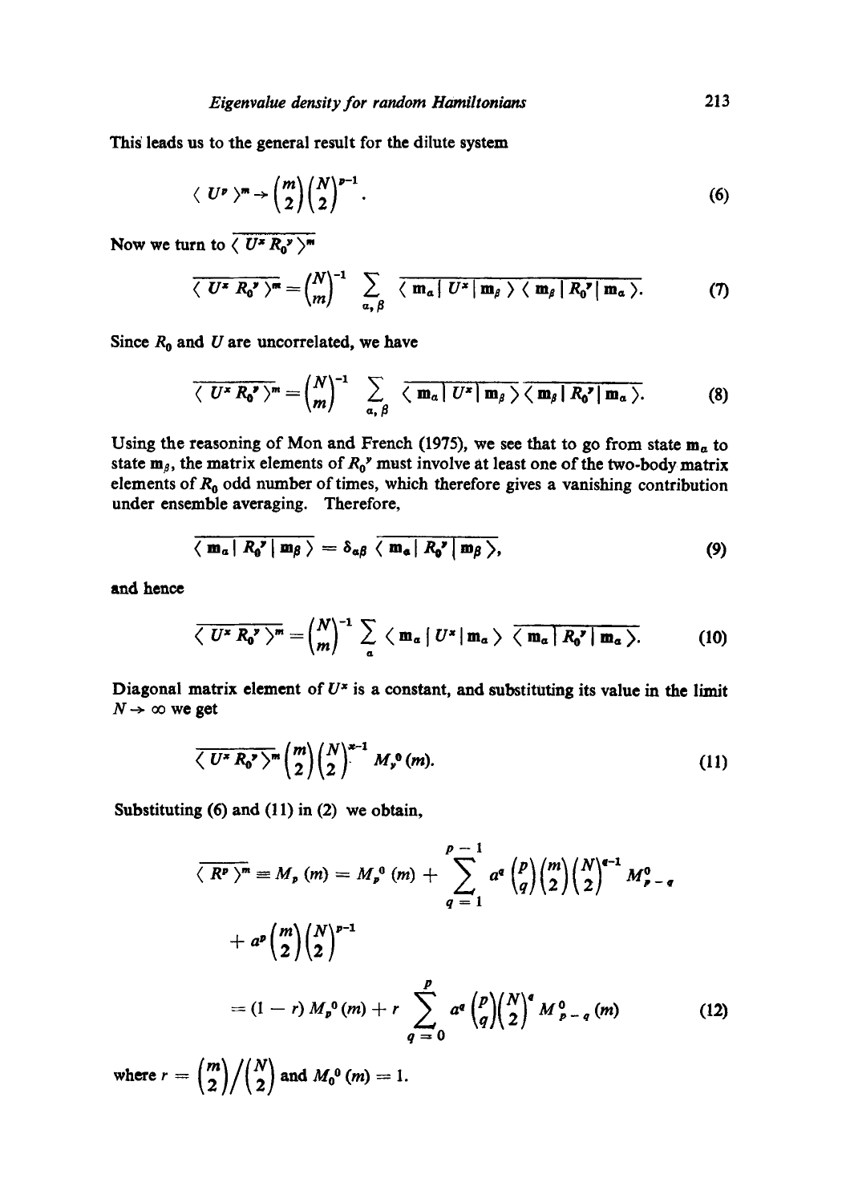This leads us to the general result for the dilute system

$$\langle U^p \rangle^m \rightarrow \binom{m}{2}\binom{N}{2}^{p-1}. \tag{6}$$

Now we turn to $\overline{\langle U^x R_0^y \rangle^m}$

$$\overline{\langle U^x R_0^y \rangle^m} = \binom{N}{m}^{-1} \sum_{\alpha,\beta} \overline{\langle \mathbf{m}_\alpha | U^x | \mathbf{m}_\beta \rangle \langle \mathbf{m}_\beta | R_0^y | \mathbf{m}_\alpha \rangle}. \tag{7}$$

Since $R_0$ and $U$ are uncorrelated, we have

$$\overline{\langle U^x R_0^y \rangle^m} = \binom{N}{m}^{-1} \sum_{\alpha,\beta} \overline{\langle \mathbf{m}_\alpha | U^x | \mathbf{m}_\beta \rangle}\, \overline{\langle \mathbf{m}_\beta | R_0^y | \mathbf{m}_\alpha \rangle}. \tag{8}$$

Using the reasoning of Mon and French (1975), we see that to go from state $\mathbf{m}_\alpha$ to state $\mathbf{m}_\beta$, the matrix elements of $R_0^y$ must involve at least one of the two-body matrix elements of $R_0$ odd number of times, which therefore gives a vanishing contribution under ensemble averaging. Therefore,

$$\overline{\langle \mathbf{m}_\alpha | R_0^y | \mathbf{m}_\beta \rangle} = \delta_{\alpha\beta}\, \overline{\langle \mathbf{m}_\alpha | R_0^y | \mathbf{m}_\beta \rangle}, \tag{9}$$

and hence

$$\overline{\langle U^x R_0^y \rangle^m} = \binom{N}{m}^{-1} \sum_{\alpha} \langle \mathbf{m}_\alpha | U^x | \mathbf{m}_\alpha \rangle\, \overline{\langle \mathbf{m}_\alpha | R_0^y | \mathbf{m}_\alpha \rangle}. \tag{10}$$

Diagonal matrix element of $U^x$ is a constant, and substituting its value in the limit $N \rightarrow \infty$ we get

$$\overline{\langle U^x R_0^y \rangle^m} \binom{m}{2}\binom{N}{2}^{x-1} M_y^0(m). \tag{11}$$

Substituting (6) and (11) in (2) we obtain,

$$\begin{aligned}
\overline{\langle R^p \rangle^m} \equiv M_p(m) &= M_p^0(m) + \sum_{q=1}^{p-1} a^q \binom{p}{q}\binom{m}{2}\binom{N}{2}^{q-1} M_{p-q}^0 \\
&\quad + a^p \binom{m}{2}\binom{N}{2}^{p-1} \\
&= (1-r)\, M_p^0(m) + r \sum_{q=0}^{p} a^q \binom{p}{q}\binom{N}{2}^q M_{p-q}^0(m)
\end{aligned} \tag{12}$$

where $r = \binom{m}{2} \Big/ \binom{N}{2}$ and $M_0^0(m) = 1$.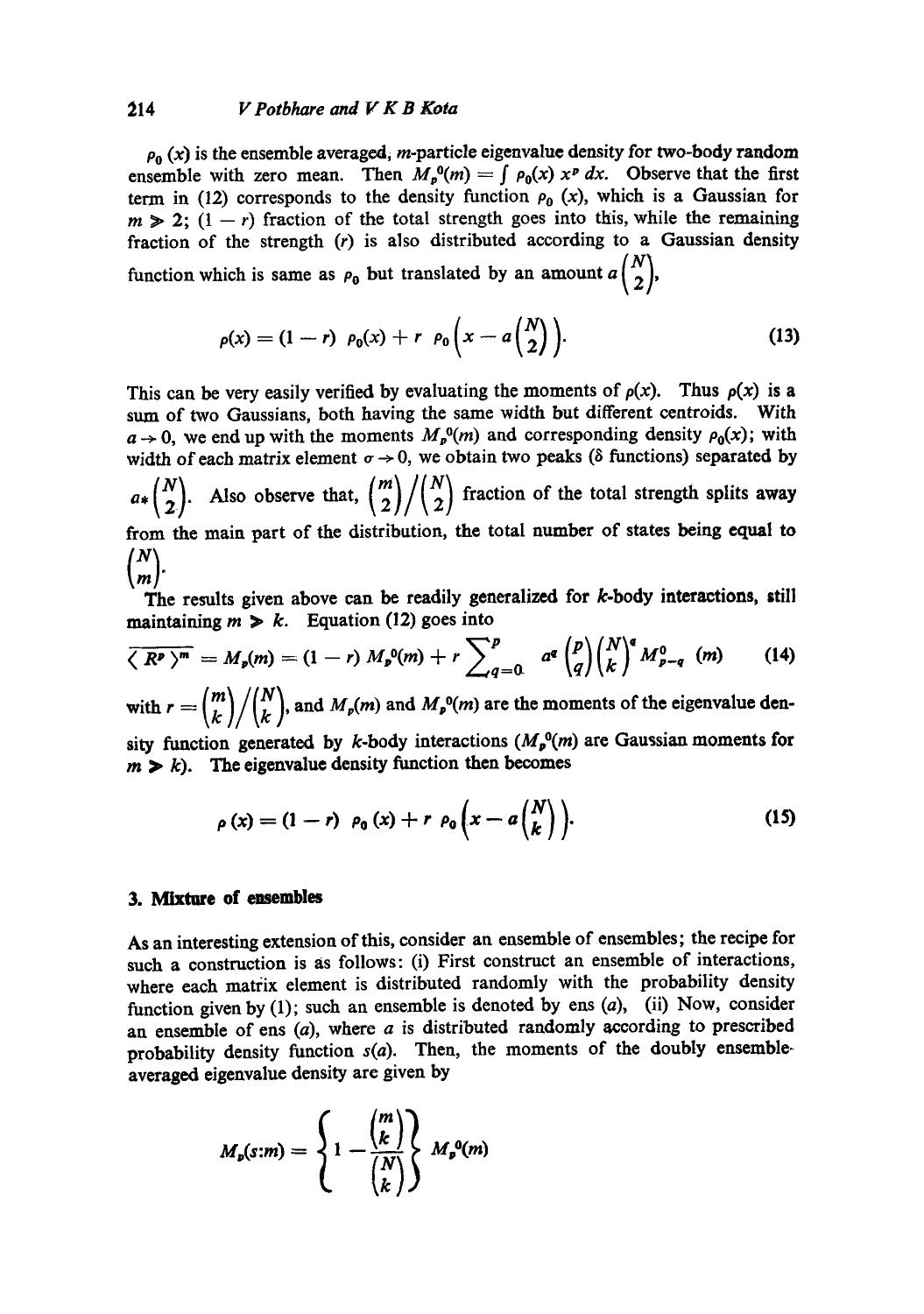$\rho_0(x)$ is the ensemble averaged, $m$-particle eigenvalue density for two-body random ensemble with zero mean. Then $M_p^0(m) = \int \rho_0(x)\, x^p\, dx$. Observe that the first term in (12) corresponds to the density function $\rho_0(x)$, which is a Gaussian for $m \gg 2$; $(1-r)$ fraction of the total strength goes into this, while the remaining fraction of the strength $(r)$ is also distributed according to a Gaussian density function which is same as $\rho_0$ but translated by an amount $a\binom{N}{2}$,

$$\rho(x) = (1-r)\ \rho_0(x) + r\ \rho_0\left(x - a\binom{N}{2}\right). \tag{13}$$

This can be very easily verified by evaluating the moments of $\rho(x)$. Thus $\rho(x)$ is a sum of two Gaussians, both having the same width but different centroids. With $a \to 0$, we end up with the moments $M_p^0(m)$ and corresponding density $\rho_0(x)$; with width of each matrix element $\sigma \to 0$, we obtain two peaks ($\delta$ functions) separated by $a_*\binom{N}{2}$. Also observe that, $\binom{m}{2}\Big/\binom{N}{2}$ fraction of the total strength splits away from the main part of the distribution, the total number of states being equal to $\binom{N}{m}$.

The results given above can be readily generalized for $k$-body interactions, still maintaining $m \gg k$. Equation (12) goes into

$$\overline{\langle R^p \rangle^m} = M_p(m) = (1-r)\, M_p^0(m) + r \sum_{q=0}^{p} a^q \binom{p}{q} \binom{N}{k}^q M_{p-q}^0\ (m) \tag{14}$$

with $r = \binom{m}{k}\Big/\binom{N}{k}$, and $M_p(m)$ and $M_p^0(m)$ are the moments of the eigenvalue density function generated by $k$-body interactions ($M_p^0(m)$ are Gaussian moments for $m \gg k$). The eigenvalue density function then becomes

$$\rho(x) = (1-r)\ \rho_0(x) + r\ \rho_0\left(x - a\binom{N}{k}\right). \tag{15}$$

## 3. Mixture of ensembles

As an interesting extension of this, consider an ensemble of ensembles; the recipe for such a construction is as follows: (i) First construct an ensemble of interactions, where each matrix element is distributed randomly with the probability density function given by (1); such an ensemble is denoted by ens $(a)$, (ii) Now, consider an ensemble of ens $(a)$, where $a$ is distributed randomly according to prescribed probability density function $s(a)$. Then, the moments of the doubly ensemble-averaged eigenvalue density are given by

$$M_p(s{:}m) = \left\{1 - \frac{\binom{m}{k}}{\binom{N}{k}}\right\} M_p^0(m)$$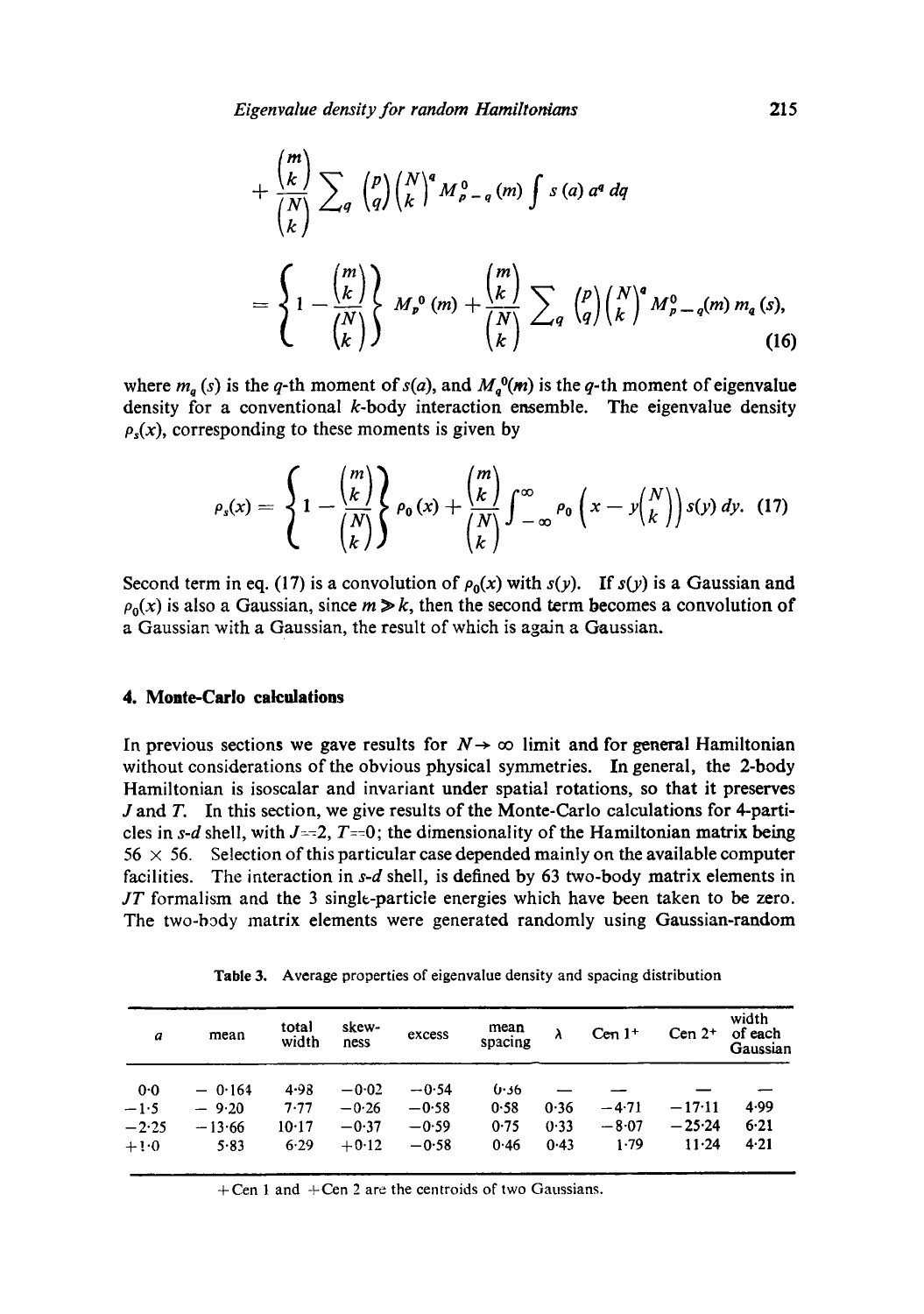$$+ \frac{\binom{m}{k}}{\binom{N}{k}} \sum_q \binom{p}{q} \binom{N}{k}^q M^0_{p-q}(m) \int s(a)\, a^q\, dq$$

$$= \left\{ 1 - \frac{\binom{m}{k}}{\binom{N}{k}} \right\} M_p^0(m) + \frac{\binom{m}{k}}{\binom{N}{k}} \sum_q \binom{p}{q} \binom{N}{k}^q M^0_{p-q}(m)\, m_q(s), \tag{16}$$

where $m_q(s)$ is the $q$-th moment of $s(a)$, and $M_q^0(m)$ is the $q$-th moment of eigenvalue density for a conventional $k$-body interaction ensemble. The eigenvalue density $\rho_s(x)$, corresponding to these moments is given by

$$\rho_s(x) = \left\{ 1 - \frac{\binom{m}{k}}{\binom{N}{k}} \right\} \rho_0(x) + \frac{\binom{m}{k}}{\binom{N}{k}} \int_{-\infty}^{\infty} \rho_0\left(x - y\binom{N}{k}\right) s(y)\, dy. \tag{17}$$

Second term in eq. (17) is a convolution of $\rho_0(x)$ with $s(y)$. If $s(y)$ is a Gaussian and $\rho_0(x)$ is also a Gaussian, since $m \gg k$, then the second term becomes a convolution of a Gaussian with a Gaussian, the result of which is again a Gaussian.

## 4. Monte-Carlo calculations

In previous sections we gave results for $N \to \infty$ limit and for general Hamiltonian without considerations of the obvious physical symmetries. In general, the 2-body Hamiltonian is isoscalar and invariant under spatial rotations, so that it preserves $J$ and $T$. In this section, we give results of the Monte-Carlo calculations for 4-particles in $s$-$d$ shell, with $J=2$, $T=0$; the dimensionality of the Hamiltonian matrix being $56 \times 56$. Selection of this particular case depended mainly on the available computer facilities. The interaction in $s$-$d$ shell, is defined by 63 two-body matrix elements in $JT$ formalism and the 3 single-particle energies which have been taken to be zero. The two-body matrix elements were generated randomly using Gaussian-random

Table 3. Average properties of eigenvalue density and spacing distribution

| $a$ | mean | total width | skewness | excess | mean spacing | $\lambda$ | Cen 1+ | Cen 2+ | width of each Gaussian |
|---|---|---|---|---|---|---|---|---|---|
| 0·0 | − 0·164 | 4·98 | −0·02 | −0·54 | 0·36 | — | — | — | — |
| −1·5 | − 9·20 | 7·77 | −0·26 | −0·58 | 0·58 | 0·36 | −4·71 | −17·11 | 4·99 |
| −2·25 | −13·66 | 10·17 | −0·37 | −0·59 | 0·75 | 0·33 | −8·07 | −25·24 | 6·21 |
| +1·0 | 5·83 | 6·29 | +0·12 | −0·58 | 0·46 | 0·43 | 1·79 | 11·24 | 4·21 |

+Cen 1 and +Cen 2 are the centroids of two Gaussians.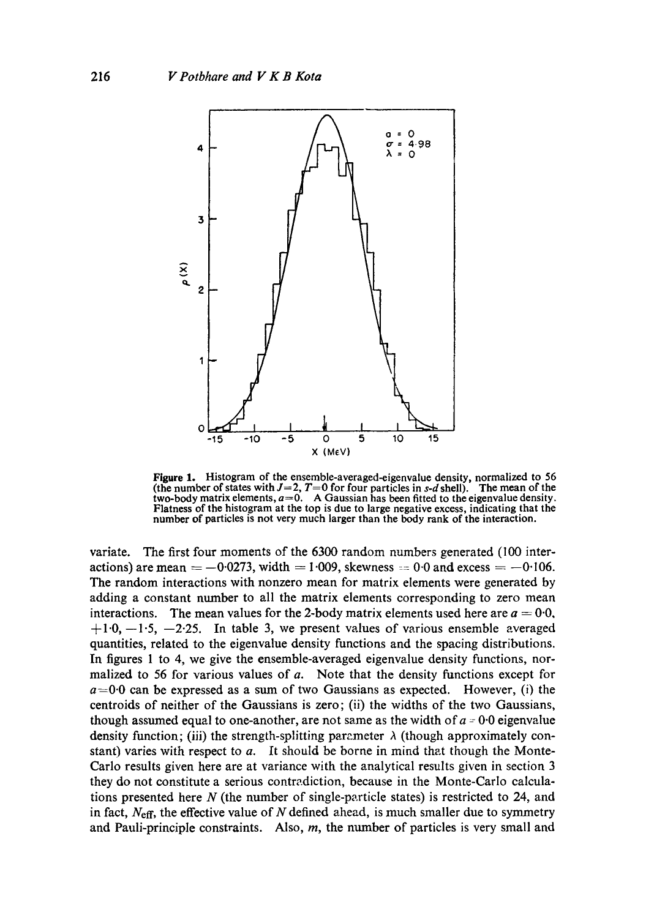**Figure 1.** Histogram of the ensemble-averaged-eigenvalue density, normalized to 56 (the number of states with $J=2$, $T=0$ for four particles in $s$-$d$ shell). The mean of the two-body matrix elements, $a=0$. A Gaussian has been fitted to the eigenvalue density. Flatness of the histogram at the top is due to large negative excess, indicating that the number of particles is not very much larger than the body rank of the interaction.

variate. The first four moments of the 6300 random numbers generated (100 interactions) are mean $= -0.0273$, width $= 1.009$, skewness $= 0.0$ and excess $= -0.106$. The random interactions with nonzero mean for matrix elements were generated by adding a constant number to all the matrix elements corresponding to zero mean interactions. The mean values for the 2-body matrix elements used here are $a = 0.0$, $+1.0$, $-1.5$, $-2.25$. In table 3, we present values of various ensemble averaged quantities, related to the eigenvalue density functions and the spacing distributions. In figures 1 to 4, we give the ensemble-averaged eigenvalue density functions, normalized to 56 for various values of $a$. Note that the density functions except for $a=0.0$ can be expressed as a sum of two Gaussians as expected. However, (i) the centroids of neither of the Gaussians is zero; (ii) the widths of the two Gaussians, though assumed equal to one-another, are not same as the width of $a = 0.0$ eigenvalue density function; (iii) the strength-splitting parameter $\lambda$ (though approximately constant) varies with respect to $a$. It should be borne in mind that though the Monte-Carlo results given here are at variance with the analytical results given in section 3 they do not constitute a serious contradiction, because in the Monte-Carlo calculations presented here $N$ (the number of single-particle states) is restricted to 24, and in fact, $N_{\text{eff}}$, the effective value of $N$ defined ahead, is much smaller due to symmetry and Pauli-principle constraints. Also, $m$, the number of particles is very small and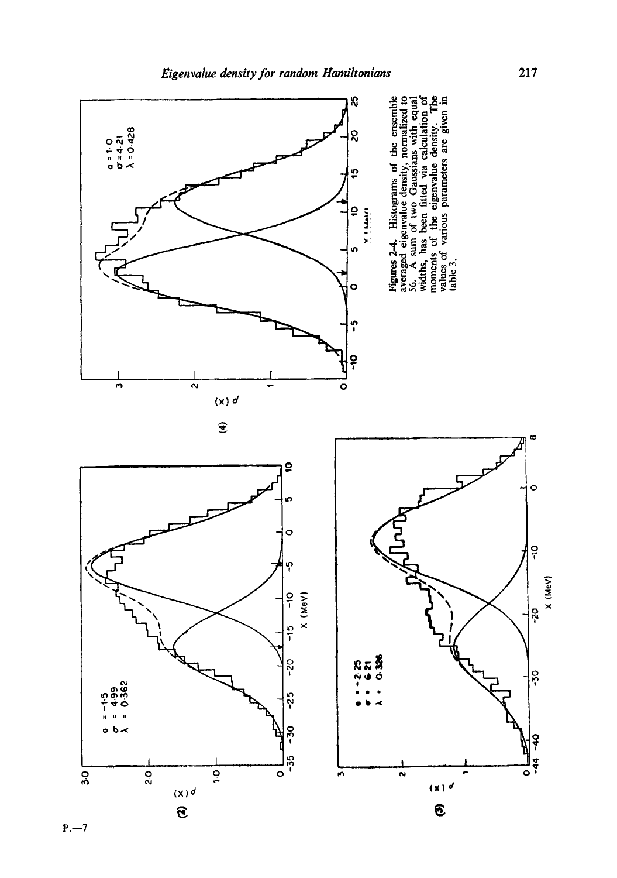Figures 2-4. Histograms of the ensemble averaged eigenvalue density, normalized to 56. A sum of two Gaussians with equal widths, has been fitted via calculation of moments of the eigenvalue density. The values of various parameters are given in table 3.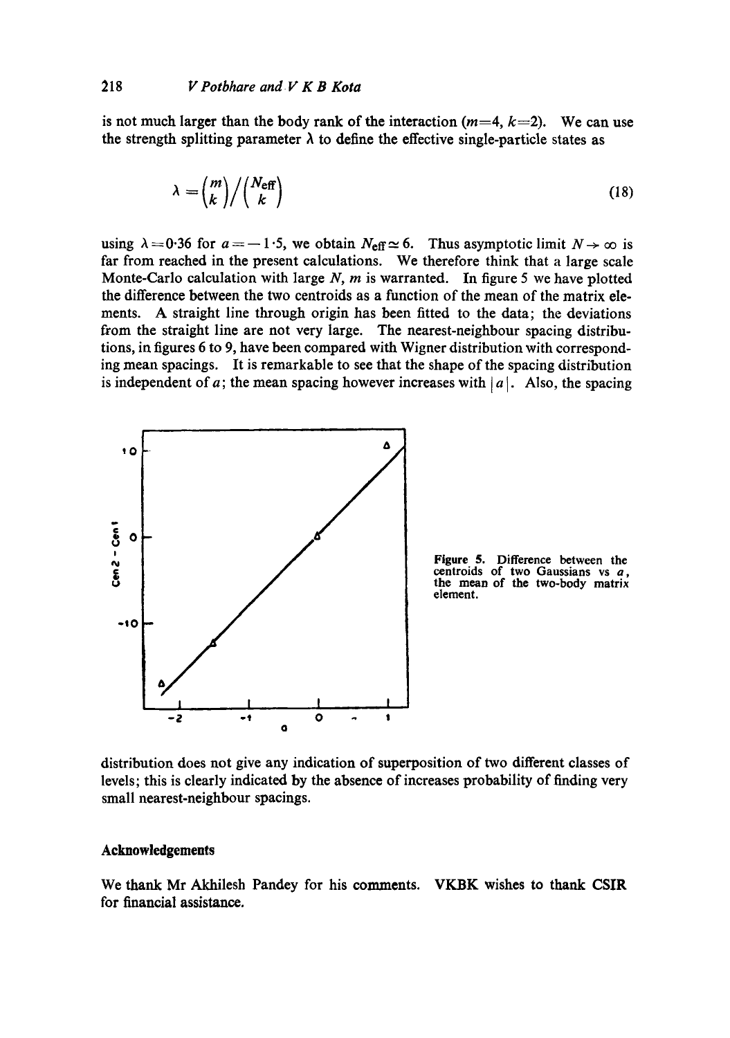is not much larger than the body rank of the interaction ($m=4$, $k=2$). We can use the strength splitting parameter $\lambda$ to define the effective single-particle states as

$$\lambda = \binom{m}{k} \Big/ \binom{N_{\text{eff}}}{k} \tag{18}$$

using $\lambda = 0.36$ for $a = -1.5$, we obtain $N_{\text{eff}} \simeq 6$. Thus asymptotic limit $N \to \infty$ is far from reached in the present calculations. We therefore think that a large scale Monte-Carlo calculation with large $N$, $m$ is warranted. In figure 5 we have plotted the difference between the two centroids as a function of the mean of the matrix elements. A straight line through origin has been fitted to the data; the deviations from the straight line are not very large. The nearest-neighbour spacing distributions, in figures 6 to 9, have been compared with Wigner distribution with corresponding mean spacings. It is remarkable to see that the shape of the spacing distribution is independent of $a$; the mean spacing however increases with $|a|$. Also, the spacing distribution does not give any indication of superposition of two different classes of levels; this is clearly indicated by the absence of increases probability of finding very small nearest-neighbour spacings.

**Figure 5.** Difference between the centroids of two Gaussians vs $a$, the mean of the two-body matrix element.

## Acknowledgements

We thank Mr Akhilesh Pandey for his comments. VKBK wishes to thank CSIR for financial assistance.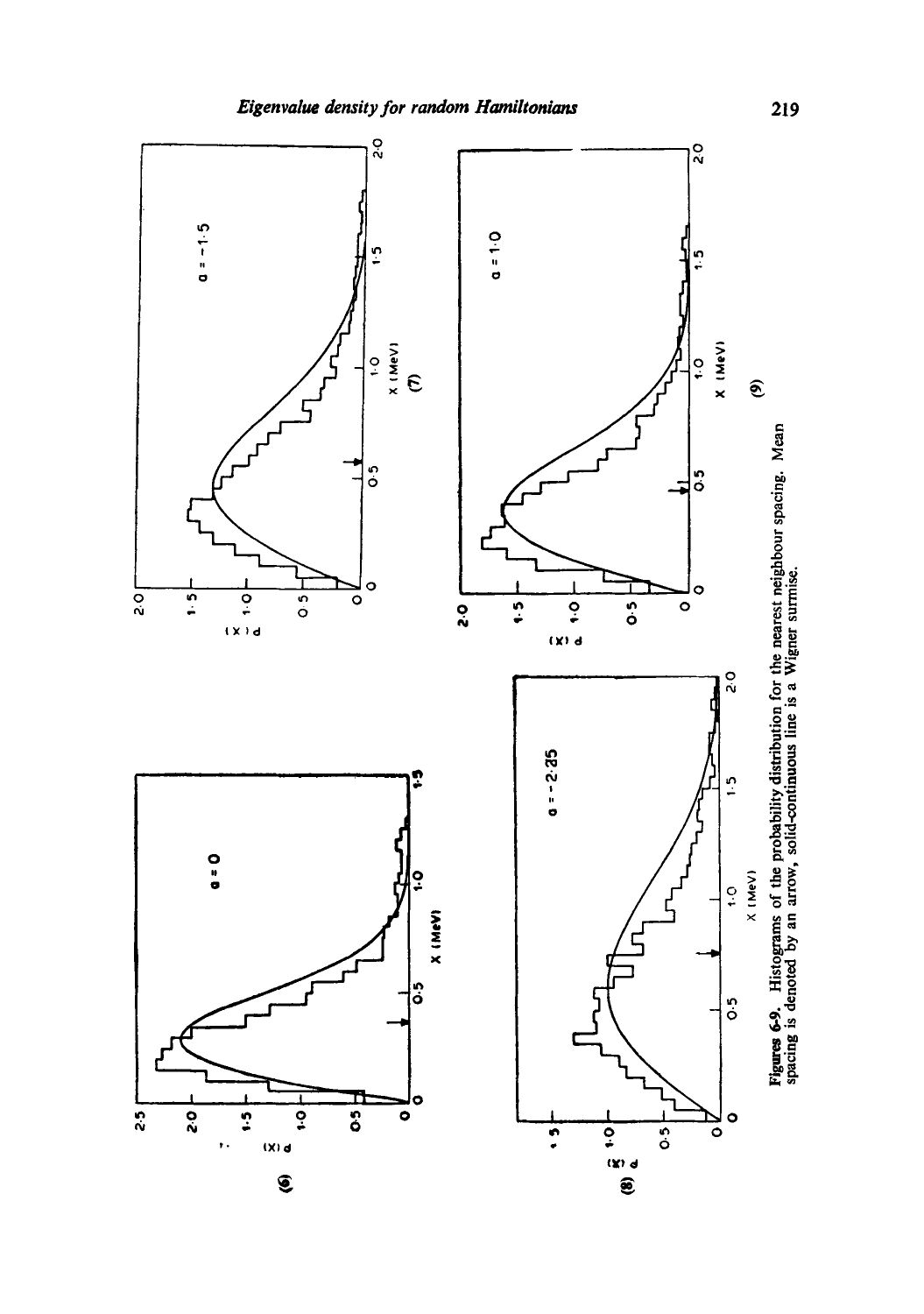**Figures 6-9.** Histograms of the probability distribution for the nearest neighbour spacing. Mean spacing is denoted by an arrow, solid-continuous line is a Wigner surmise.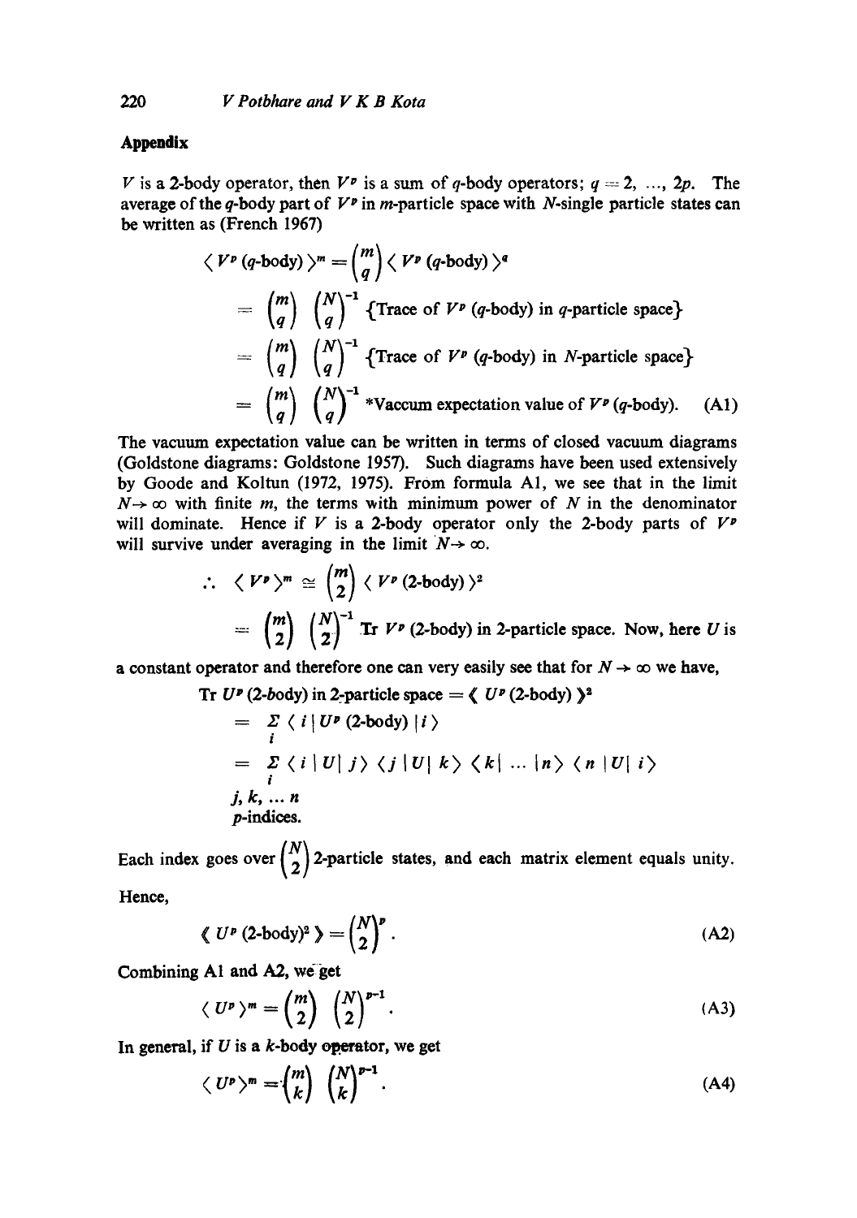## Appendix

$V$ is a 2-body operator, then $V^p$ is a sum of $q$-body operators; $q = 2, \ldots, 2p$. The average of the $q$-body part of $V^p$ in $m$-particle space with $N$-single particle states can be written as (French 1967)

$$\langle V^p \,(q\text{-body}) \rangle^m = \binom{m}{q} \langle V^p \,(q\text{-body}) \rangle^q$$

$$= \binom{m}{q} \binom{N}{q}^{-1} \{\text{Trace of } V^p \,(q\text{-body}) \text{ in } q\text{-particle space}\}$$

$$= \binom{m}{q} \binom{N}{q}^{-1} \{\text{Trace of } V^p \,(q\text{-body}) \text{ in } N\text{-particle space}\}$$

$$= \binom{m}{q} \binom{N}{q}^{-1} \text{*Vaccum expectation value of } V^p \,(q\text{-body}). \quad \text{(A1)}$$

The vacuum expectation value can be written in terms of closed vacuum diagrams (Goldstone diagrams: Goldstone 1957). Such diagrams have been used extensively by Goode and Koltun (1972, 1975). From formula A1, we see that in the limit $N \to \infty$ with finite $m$, the terms with minimum power of $N$ in the denominator will dominate. Hence if $V$ is a 2-body operator only the 2-body parts of $V^p$ will survive under averaging in the limit $N \to \infty$.

$$\therefore \quad \langle V^p \rangle^m \cong \binom{m}{2} \langle V^p \,(2\text{-body}) \rangle^2$$

$$= \binom{m}{2} \binom{N}{2}^{-1} \text{Tr } V^p \,(2\text{-body}) \text{ in 2-particle space.}$$

Now, here $U$ is a constant operator and therefore one can very easily see that for $N \to \infty$ we have,

$$\text{Tr } U^p \,(2\text{-body}) \text{ in 2-particle space} = \langle\!\langle U^p \,(2\text{-body}) \rangle\!\rangle^2$$

$$= \sum_i \langle i \,|\, U^p \,(2\text{-body}) \,|\, i \rangle$$

$$= \sum_{\substack{i \\ j,\, k,\, \ldots\, n}} \langle i \,|\, U \,|\, j \rangle \langle j \,|\, U \,|\, k \rangle \langle k \,|\, \ldots \,|\, n \rangle \langle n \,|\, U \,|\, i \rangle$$

$p$-indices.

Each index goes over $\binom{N}{2}$ 2-particle states, and each matrix element equals unity.

Hence,

$$\langle\!\langle U^p \,(2\text{-body})^2 \rangle\!\rangle = \binom{N}{2}^p. \quad \text{(A2)}$$

Combining A1 and A2, we get

$$\langle U^p \rangle^m = \binom{m}{2} \binom{N}{2}^{p-1}. \quad \text{(A3)}$$

In general, if $U$ is a $k$-body operator, we get

$$\langle U^p \rangle^m = \binom{m}{k} \binom{N}{k}^{p-1}. \quad \text{(A4)}$$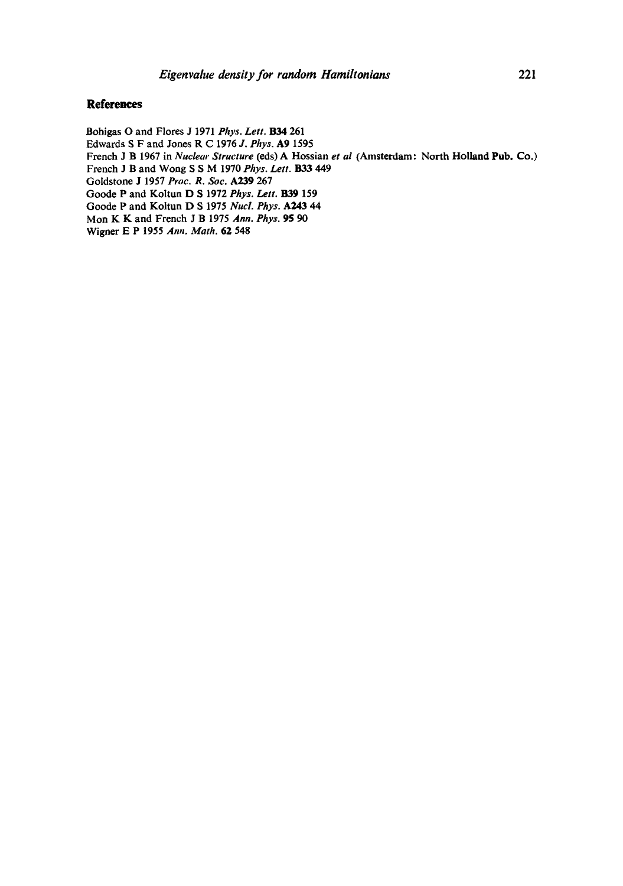## References

Bohigas O and Flores J 1971 *Phys. Lett.* **B34** 261

Edwards S F and Jones R C 1976 *J. Phys.* **A9** 1595

French J B 1967 in *Nuclear Structure* (eds) A Hossian *et al* (Amsterdam: North Holland Pub. Co.)

French J B and Wong S S M 1970 *Phys. Lett.* **B33** 449

Goldstone J 1957 *Proc. R. Soc.* **A239** 267

Goode P and Koltun D S 1972 *Phys. Lett.* **B39** 159

Goode P and Koltun D S 1975 *Nucl. Phys.* **A243** 44

Mon K K and French J B 1975 *Ann. Phys.* **95** 90

Wigner E P 1955 *Ann. Math.* **62** 548